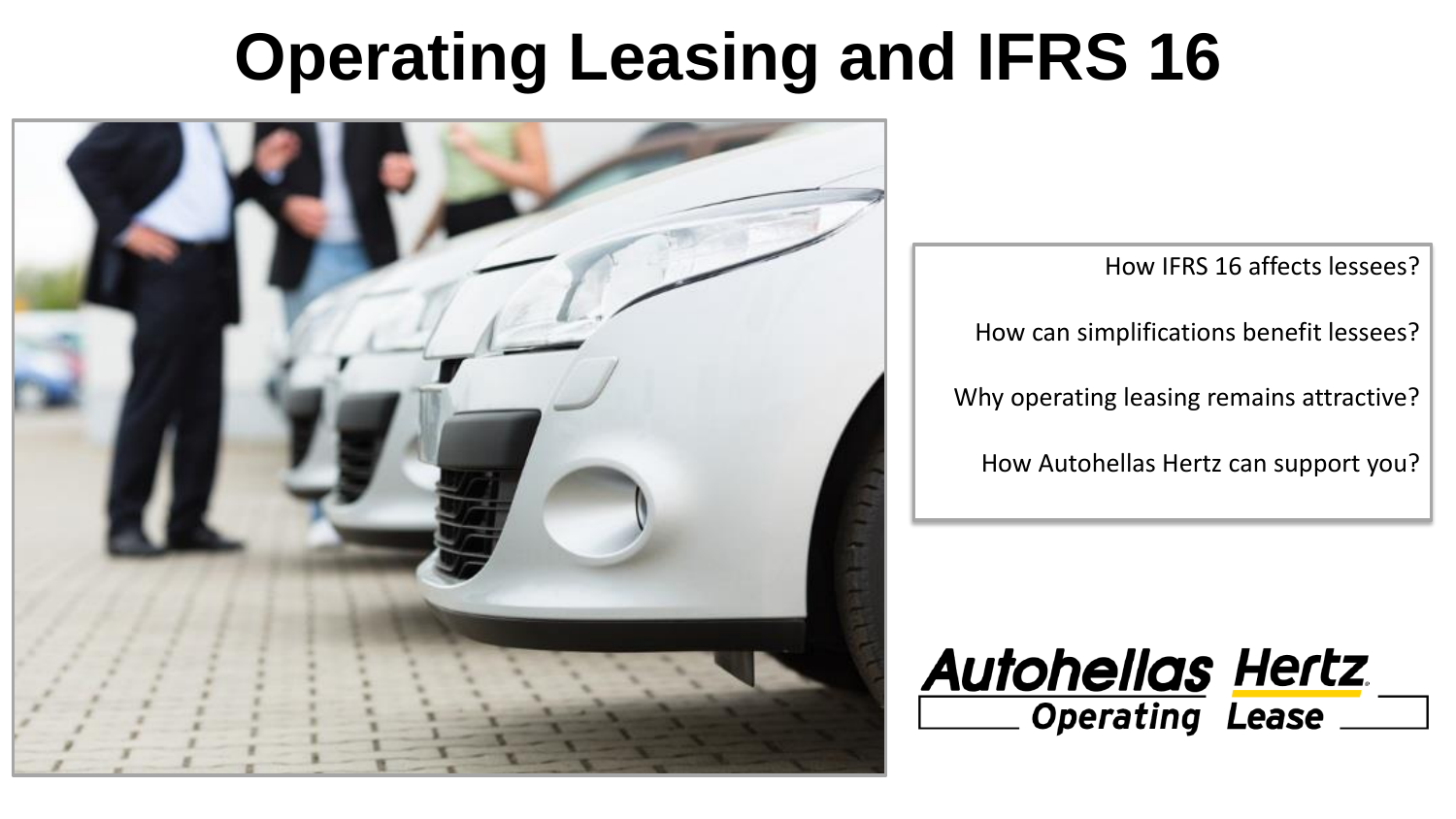# Operating Leasing and IFRS 16

How IFRS 16 affects lessees?

How can simplifications benefit lessees?

Why operating leasing remains attractive?

How Autohellas Hertz can support you?

Autohellas Hertz Operating Lease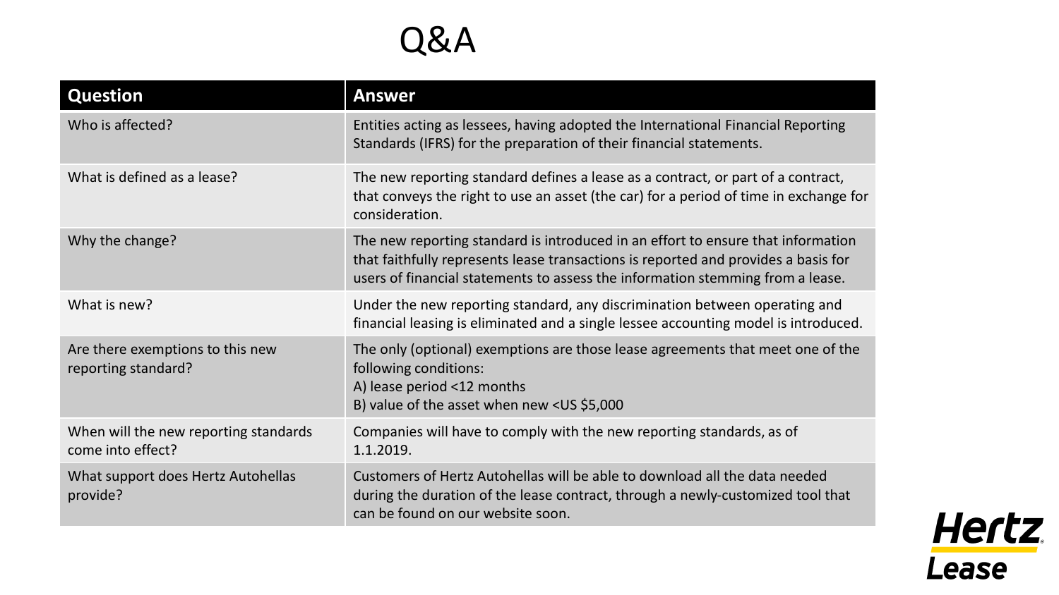# Q&A

| Question | Answer |
| --- | --- |
| Who is affected? | Entities acting as lessees, having adopted the International Financial Reporting Standards (IFRS) for the preparation of their financial statements. |
| What is defined as a lease? | The new reporting standard defines a lease as a contract, or part of a contract, that conveys the right to use an asset (the car) for a period of time in exchange for consideration. |
| Why the change? | The new reporting standard is introduced in an effort to ensure that information that faithfully represents lease transactions is reported and provides a basis for users of financial statements to assess the information stemming from a lease. |
| What is new? | Under the new reporting standard, any discrimination between operating and financial leasing is eliminated and a single lessee accounting model is introduced. |
| Are there exemptions to this new reporting standard? | The only (optional) exemptions are those lease agreements that meet one of the following conditions:<br>A) lease period <12 months<br>B) value of the asset when new <US $5,000 |
| When will the new reporting standards come into effect? | Companies will have to comply with the new reporting standards, as of 1.1.2019. |
| What support does Hertz Autohellas provide? | Customers of Hertz Autohellas will be able to download all the data needed during the duration of the lease contract, through a newly-customized tool that can be found on our website soon. |

Hertz Lease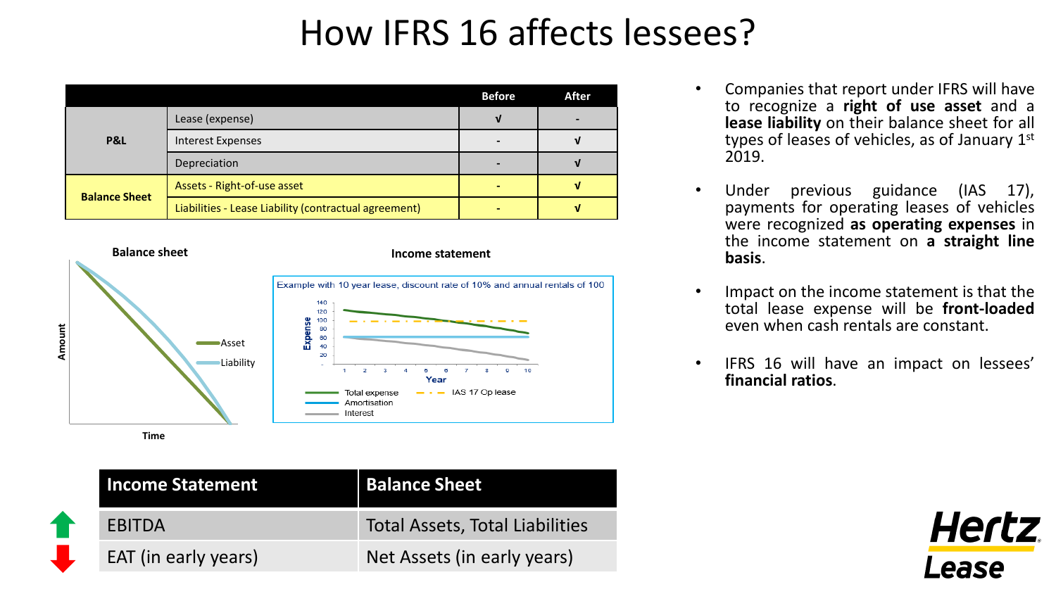# How IFRS 16 affects lessees?

| | | Before | After |
|---|---|---|---|
| P&L | Lease (expense) | √ | - |
| | Interest Expenses | - | √ |
| | Depreciation | - | √ |
| Balance Sheet | Assets - Right-of-use asset | - | √ |
| | Liabilities - Lease Liability (contractual agreement) | - | √ |

**Balance sheet**

Amount

Asset

Liability

Time

**Income statement**

Example with 10 year lease, discount rate of 10% and annual rentals of 100

Expense

Year

Total expense

IAS 17 Op lease

Amortisation

Interest

| | Income Statement | Balance Sheet |
|---|---|---|
| ↑ | EBITDA | Total Assets, Total Liabilities |
| ↓ | EAT (in early years) | Net Assets (in early years) |

- Companies that report under IFRS will have to recognize a **right of use asset** and a **lease liability** on their balance sheet for all types of leases of vehicles, as of January 1st 2019.
- Under previous guidance (IAS 17), payments for operating leases of vehicles were recognized **as operating expenses** in the income statement on **a straight line basis**.
- Impact on the income statement is that the total lease expense will be **front-loaded** even when cash rentals are constant.
- IFRS 16 will have an impact on lessees' **financial ratios**.

Hertz Lease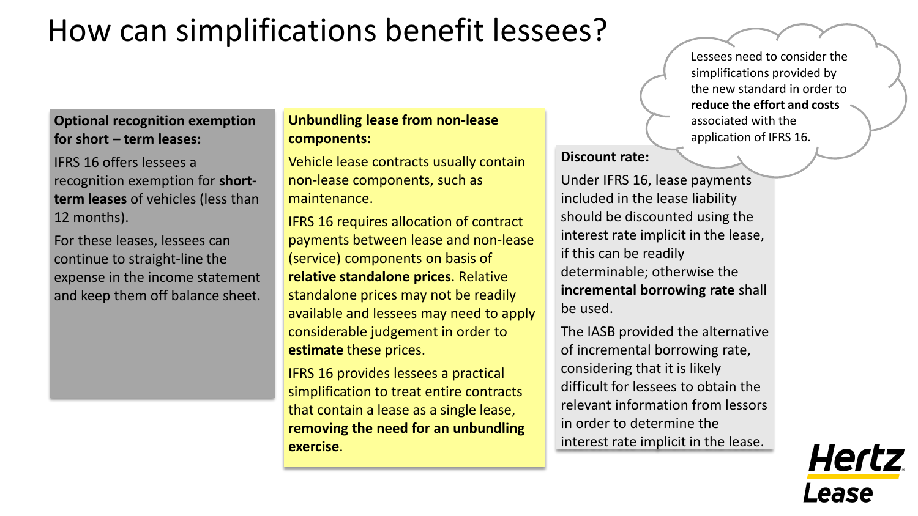# How can simplifications benefit lessees?

Lessees need to consider the simplifications provided by the new standard in order to **reduce the effort and costs** associated with the application of IFRS 16.

**Optional recognition exemption for short – term leases:**

IFRS 16 offers lessees a recognition exemption for **short-term leases** of vehicles (less than 12 months).

For these leases, lessees can continue to straight-line the expense in the income statement and keep them off balance sheet.

**Unbundling lease from non-lease components:**

Vehicle lease contracts usually contain non-lease components, such as maintenance.

IFRS 16 requires allocation of contract payments between lease and non-lease (service) components on basis of **relative standalone prices**. Relative standalone prices may not be readily available and lessees may need to apply considerable judgement in order to **estimate** these prices.

IFRS 16 provides lessees a practical simplification to treat entire contracts that contain a lease as a single lease, **removing the need for an unbundling exercise**.

**Discount rate:**

Under IFRS 16, lease payments included in the lease liability should be discounted using the interest rate implicit in the lease, if this can be readily determinable; otherwise the **incremental borrowing rate** shall be used.

The IASB provided the alternative of incremental borrowing rate, considering that it is likely difficult for lessees to obtain the relevant information from lessors in order to determine the interest rate implicit in the lease.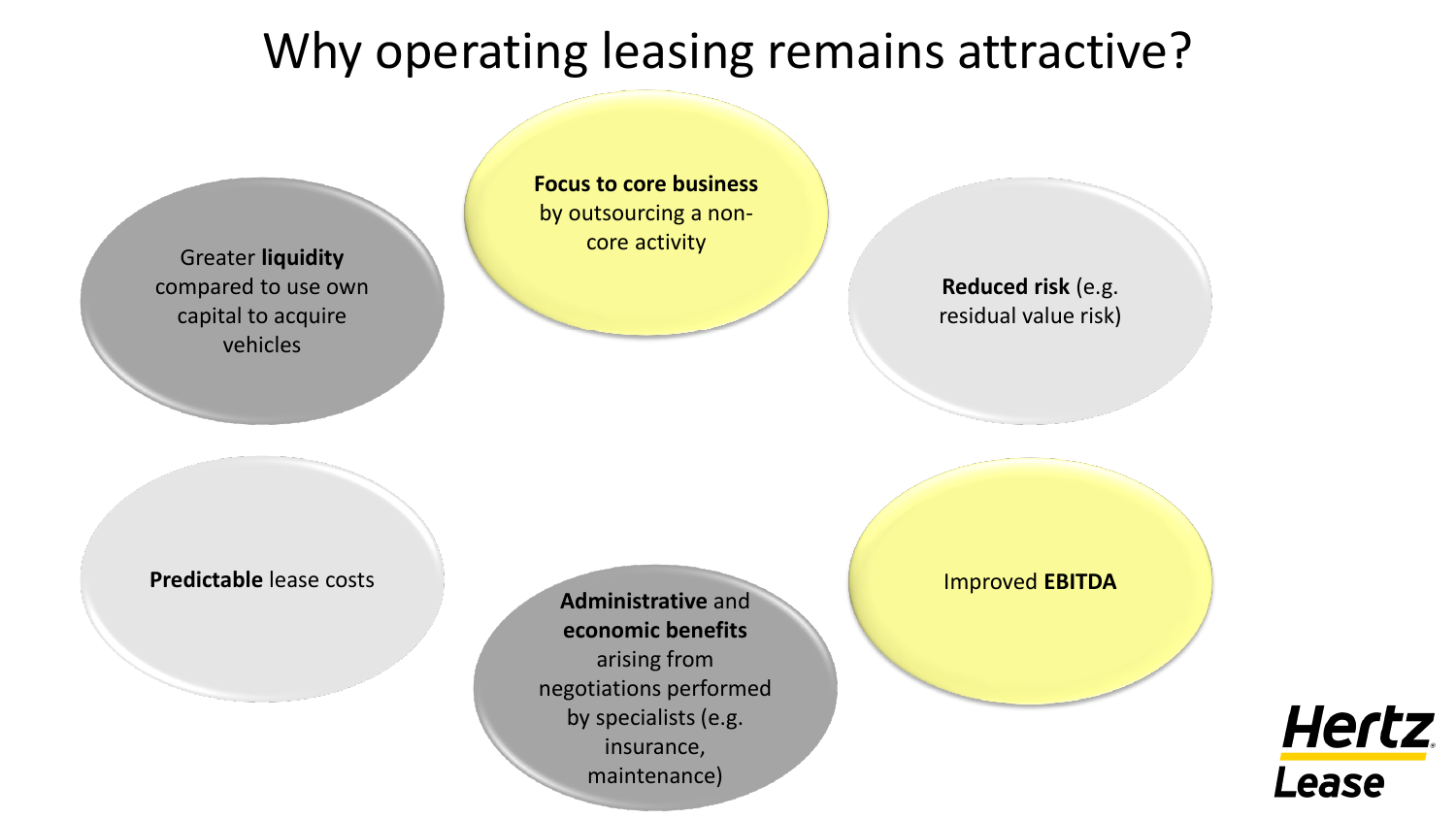# Why operating leasing remains attractive?

- Greater **liquidity** compared to use own capital to acquire vehicles
- **Focus to core business** by outsourcing a non-core activity
- **Reduced risk** (e.g. residual value risk)
- **Predictable** lease costs
- **Administrative** and **economic benefits** arising from negotiations performed by specialists (e.g. insurance, maintenance)
- Improved **EBITDA**

Hertz Lease